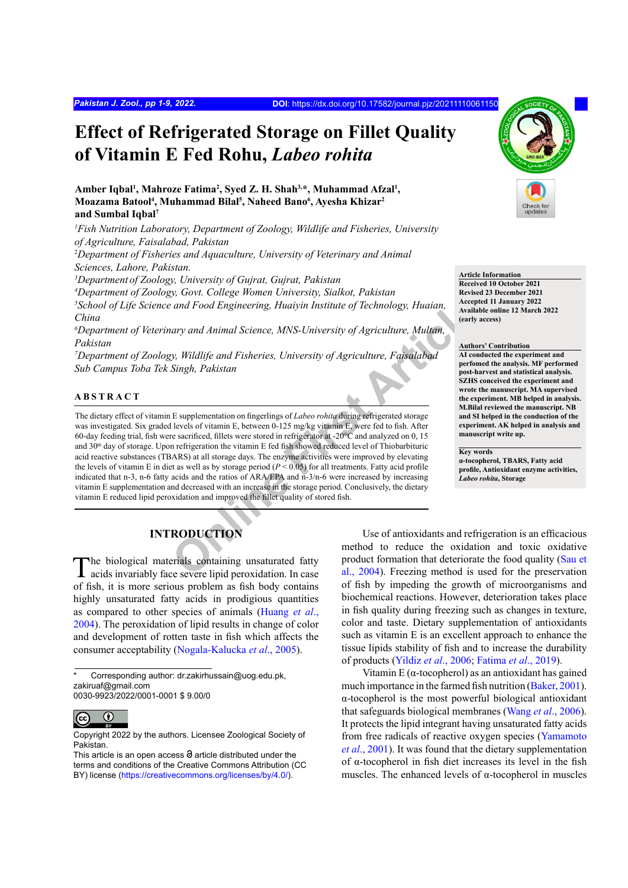# Effect of Refrigerated Storage on Fillet Quality of Vitamin E Fed Rohu, *Labeo rohita*

**Amber Iqbal[1], Mahroze Fatima[2], Syed Z. H. Shah[3,*], Muhammad Afzal[1], Moazama Batool[4], Muhammad Bilal[5], Naheed Bano[6], Ayesha Khizar[2] and Sumbal Iqbal[7]**

[1]*Fish Nutrition Laboratory, Department of Zoology, Wildlife and Fisheries, University of Agriculture, Faisalabad, Pakistan*

[2]*Department of Fisheries and Aquaculture, University of Veterinary and Animal Sciences, Lahore, Pakistan.*

[3]*Department of Zoology, University of Gujrat, Gujrat, Pakistan*

[4]*Department of Zoology, Govt. College Women University, Sialkot, Pakistan*

[5]*School of Life Science and Food Engineering, Huaiyin Institute of Technology, Huaian, China*

[6]*Department of Veterinary and Animal Science, MNS-University of Agriculture, Multan, Pakistan*

[7]*Department of Zoology, Wildlife and Fisheries, University of Agriculture, Faisalabad Sub Campus Toba Tek Singh, Pakistan*

**Article Information**
Received 10 October 2021
Revised 23 December 2021
Accepted 11 January 2022
Available online 12 March 2022
(early access)

**Authors' Contribution**
AI conducted the experiment and perfomed the analysis. MF performed post-harvest and statistical analysis. SZHS conceived the experiment and wrote the manuscript. MA supervised the experiment. MB helped in analysis. M.Bilal reviewed the manuscript. NB and SI helped in the conduction of the experiment. AK helped in analysis and manuscript write up.

**Key words**
α-tocopherol, TBARS, Fatty acid profile, Antioxidant enzyme activities, *Labeo rohita*, Storage

## ABSTRACT

The dietary effect of vitamin E supplementation on fingerlings of *Labeo rohita* during refrigerated storage was investigated. Six graded levels of vitamin E, between 0-125 mg/kg vitamin E, were fed to fish. After 60-day feeding trial, fish were sacrificed, fillets were stored in refrigerator at -20°C and analyzed on 0, 15 and 30th day of storage. Upon refrigeration the vitamin E fed fish showed reduced level of Thiobarbituric acid reactive substances (TBARS) at all storage days. The enzyme activities were improved by elevating the levels of vitamin E in diet as well as by storage period ($P < 0.05$) for all treatments. Fatty acid profile indicated that n-3, n-6 fatty acids and the ratios of ARA/EPA and n-3/n-6 were increased by increasing vitamin E supplementation and decreased with an increase in the storage period. Conclusively, the dietary vitamin E reduced lipid peroxidation and improved the fillet quality of stored fish.

## INTRODUCTION

The biological materials containing unsaturated fatty acids invariably face severe lipid peroxidation. In case of fish, it is more serious problem as fish body contains highly unsaturated fatty acids in prodigious quantities as compared to other species of animals (Huang *et al.*, 2004). The peroxidation of lipid results in change of color and development of rotten taste in fish which affects the consumer acceptability (Nogala-Kalucka *et al.*, 2005).

Use of antioxidants and refrigeration is an efficacious method to reduce the oxidation and toxic oxidative product formation that deteriorate the food quality (Sau et al., 2004). Freezing method is used for the preservation of fish by impeding the growth of microorganisms and biochemical reactions. However, deterioration takes place in fish quality during freezing such as changes in texture, color and taste. Dietary supplementation of antioxidants such as vitamin E is an excellent approach to enhance the tissue lipids stability of fish and to increase the durability of products (Yildiz *et al.*, 2006; Fatima *et al.*, 2019).

Vitamin E (α-tocopherol) as an antioxidant has gained much importance in the farmed fish nutrition (Baker, 2001). α-tocopherol is the most powerful biological antioxidant that safeguards biological membranes (Wang *et al.*, 2006). It protects the lipid integrant having unsaturated fatty acids from free radicals of reactive oxygen species (Yamamoto *et al.*, 2001). It was found that the dietary supplementation of α-tocopherol in fish diet increases its level in the fish muscles. The enhanced levels of α-tocopherol in muscles

\* Corresponding author: dr.zakirhussain@uog.edu.pk, zakiruaf@gmail.com
0030-9923/2022/0001-0001 $ 9.00/0

Copyright 2022 by the authors. Licensee Zoological Society of Pakistan.
This article is an open access article distributed under the terms and conditions of the Creative Commons Attribution (CC BY) license (https://creativecommons.org/licenses/by/4.0/).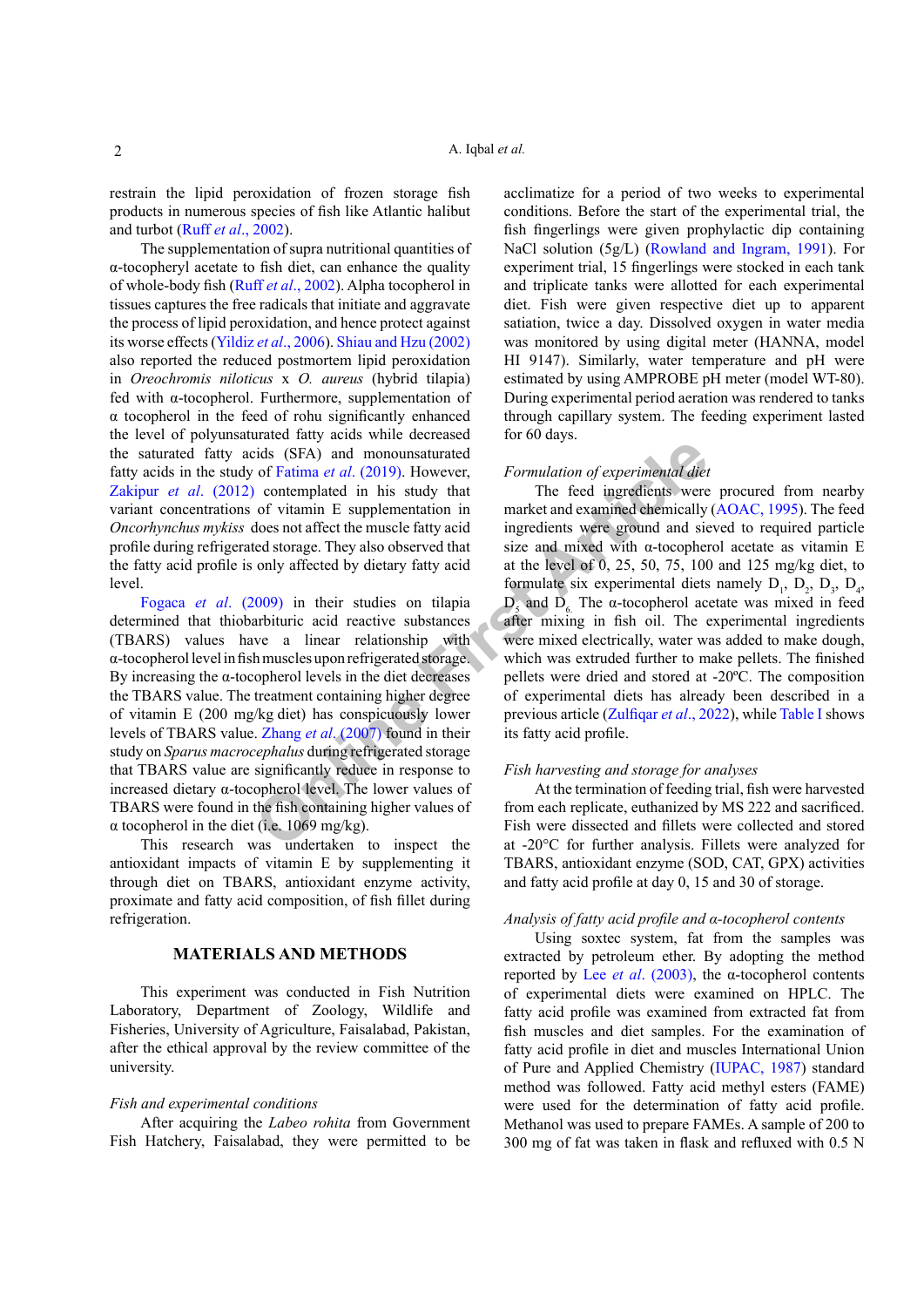restrain the lipid peroxidation of frozen storage fish products in numerous species of fish like Atlantic halibut and turbot (Ruff *et al*., 2002).

The supplementation of supra nutritional quantities of α-tocopheryl acetate to fish diet, can enhance the quality of whole-body fish (Ruff *et al*., 2002). Alpha tocopherol in tissues captures the free radicals that initiate and aggravate the process of lipid peroxidation, and hence protect against its worse effects (Yildiz *et al*., 2006). Shiau and Hzu (2002) also reported the reduced postmortem lipid peroxidation in *Oreochromis niloticus* x *O. aureus* (hybrid tilapia) fed with α-tocopherol. Furthermore, supplementation of α tocopherol in the feed of rohu significantly enhanced the level of polyunsaturated fatty acids while decreased the saturated fatty acids (SFA) and monounsaturated fatty acids in the study of Fatima *et al*. (2019). However, Zakipur *et al*. (2012) contemplated in his study that variant concentrations of vitamin E supplementation in *Oncorhynchus mykiss* does not affect the muscle fatty acid profile during refrigerated storage. They also observed that the fatty acid profile is only affected by dietary fatty acid level.

Fogaca *et al*. (2009) in their studies on tilapia determined that thiobarbituric acid reactive substances (TBARS) values have a linear relationship with α-tocopherol level in fish muscles upon refrigerated storage. By increasing the α-tocopherol levels in the diet decreases the TBARS value. The treatment containing higher degree of vitamin E (200 mg/kg diet) has conspicuously lower levels of TBARS value. Zhang *et al*. (2007) found in their study on *Sparus macrocephalus* during refrigerated storage that TBARS value are significantly reduce in response to increased dietary α-tocopherol level. The lower values of TBARS were found in the fish containing higher values of α tocopherol in the diet (i.e. 1069 mg/kg).

This research was undertaken to inspect the antioxidant impacts of vitamin E by supplementing it through diet on TBARS, antioxidant enzyme activity, proximate and fatty acid composition, of fish fillet during refrigeration.

## MATERIALS AND METHODS

This experiment was conducted in Fish Nutrition Laboratory, Department of Zoology, Wildlife and Fisheries, University of Agriculture, Faisalabad, Pakistan, after the ethical approval by the review committee of the university.

### *Fish and experimental conditions*

After acquiring the *Labeo rohita* from Government Fish Hatchery, Faisalabad, they were permitted to be acclimatize for a period of two weeks to experimental conditions. Before the start of the experimental trial, the fish fingerlings were given prophylactic dip containing NaCl solution (5g/L) (Rowland and Ingram, 1991). For experiment trial, 15 fingerlings were stocked in each tank and triplicate tanks were allotted for each experimental diet. Fish were given respective diet up to apparent satiation, twice a day. Dissolved oxygen in water media was monitored by using digital meter (HANNA, model HI 9147). Similarly, water temperature and pH were estimated by using AMPROBE pH meter (model WT-80). During experimental period aeration was rendered to tanks through capillary system. The feeding experiment lasted for 60 days.

### *Formulation of experimental diet*

The feed ingredients were procured from nearby market and examined chemically (AOAC, 1995). The feed ingredients were ground and sieved to required particle size and mixed with α-tocopherol acetate as vitamin E at the level of 0, 25, 50, 75, 100 and 125 mg/kg diet, to formulate six experimental diets namely $D_1$, $D_2$, $D_3$, $D_4$, $D_5$ and $D_6$. The α-tocopherol acetate was mixed in feed after mixing in fish oil. The experimental ingredients were mixed electrically, water was added to make dough, which was extruded further to make pellets. The finished pellets were dried and stored at -20ºC. The composition of experimental diets has already been described in a previous article (Zulfiqar *et al*., 2022), while Table I shows its fatty acid profile.

### *Fish harvesting and storage for analyses*

At the termination of feeding trial, fish were harvested from each replicate, euthanized by MS 222 and sacrificed. Fish were dissected and fillets were collected and stored at -20°C for further analysis. Fillets were analyzed for TBARS, antioxidant enzyme (SOD, CAT, GPX) activities and fatty acid profile at day 0, 15 and 30 of storage.

### *Analysis of fatty acid profile and α-tocopherol contents*

Using soxtec system, fat from the samples was extracted by petroleum ether. By adopting the method reported by Lee *et al*. (2003), the α-tocopherol contents of experimental diets were examined on HPLC. The fatty acid profile was examined from extracted fat from fish muscles and diet samples. For the examination of fatty acid profile in diet and muscles International Union of Pure and Applied Chemistry (IUPAC, 1987) standard method was followed. Fatty acid methyl esters (FAME) were used for the determination of fatty acid profile. Methanol was used to prepare FAMEs. A sample of 200 to 300 mg of fat was taken in flask and refluxed with 0.5 N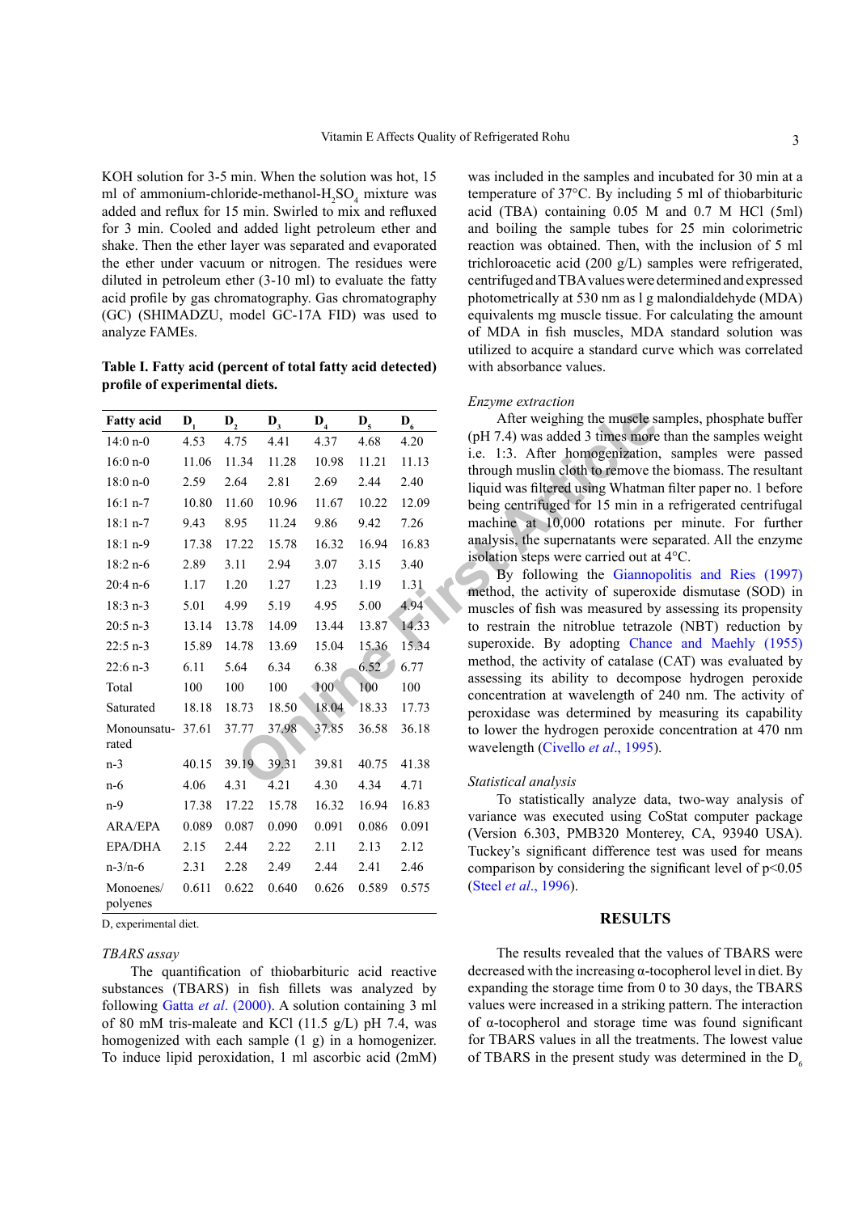KOH solution for 3-5 min. When the solution was hot, 15 ml of ammonium-chloride-methanol-$H_2SO_4$ mixture was added and reflux for 15 min. Swirled to mix and refluxed for 3 min. Cooled and added light petroleum ether and shake. Then the ether layer was separated and evaporated the ether under vacuum or nitrogen. The residues were diluted in petroleum ether (3-10 ml) to evaluate the fatty acid profile by gas chromatography. Gas chromatography (GC) (SHIMADZU, model GC-17A FID) was used to analyze FAMEs.

**Table I. Fatty acid (percent of total fatty acid detected) profile of experimental diets.**

| Fatty acid | $D_1$ | $D_2$ | $D_3$ | $D_4$ | $D_5$ | $D_6$ |
|---|---|---|---|---|---|---|
| 14:0 n-0 | 4.53 | 4.75 | 4.41 | 4.37 | 4.68 | 4.20 |
| 16:0 n-0 | 11.06 | 11.34 | 11.28 | 10.98 | 11.21 | 11.13 |
| 18:0 n-0 | 2.59 | 2.64 | 2.81 | 2.69 | 2.44 | 2.40 |
| 16:1 n-7 | 10.80 | 11.60 | 10.96 | 11.67 | 10.22 | 12.09 |
| 18:1 n-7 | 9.43 | 8.95 | 11.24 | 9.86 | 9.42 | 7.26 |
| 18:1 n-9 | 17.38 | 17.22 | 15.78 | 16.32 | 16.94 | 16.83 |
| 18:2 n-6 | 2.89 | 3.11 | 2.94 | 3.07 | 3.15 | 3.40 |
| 20:4 n-6 | 1.17 | 1.20 | 1.27 | 1.23 | 1.19 | 1.31 |
| 18:3 n-3 | 5.01 | 4.99 | 5.19 | 4.95 | 5.00 | 4.94 |
| 20:5 n-3 | 13.14 | 13.78 | 14.09 | 13.44 | 13.87 | 14.33 |
| 22:5 n-3 | 15.89 | 14.78 | 13.69 | 15.04 | 15.36 | 15.34 |
| 22:6 n-3 | 6.11 | 5.64 | 6.34 | 6.38 | 6.52 | 6.77 |
| Total | 100 | 100 | 100 | 100 | 100 | 100 |
| Saturated | 18.18 | 18.73 | 18.50 | 18.04 | 18.33 | 17.73 |
| Monounsaturated | 37.61 | 37.77 | 37.98 | 37.85 | 36.58 | 36.18 |
| n-3 | 40.15 | 39.19 | 39.31 | 39.81 | 40.75 | 41.38 |
| n-6 | 4.06 | 4.31 | 4.21 | 4.30 | 4.34 | 4.71 |
| n-9 | 17.38 | 17.22 | 15.78 | 16.32 | 16.94 | 16.83 |
| ARA/EPA | 0.089 | 0.087 | 0.090 | 0.091 | 0.086 | 0.091 |
| EPA/DHA | 2.15 | 2.44 | 2.22 | 2.11 | 2.13 | 2.12 |
| n-3/n-6 | 2.31 | 2.28 | 2.49 | 2.44 | 2.41 | 2.46 |
| Monoenes/polyenes | 0.611 | 0.622 | 0.640 | 0.626 | 0.589 | 0.575 |

D, experimental diet.

*TBARS assay*

The quantification of thiobarbituric acid reactive substances (TBARS) in fish fillets was analyzed by following Gatta *et al*. (2000). A solution containing 3 ml of 80 mM tris-maleate and KCl (11.5 g/L) pH 7.4, was homogenized with each sample (1 g) in a homogenizer. To induce lipid peroxidation, 1 ml ascorbic acid (2mM) was included in the samples and incubated for 30 min at a temperature of 37°C. By including 5 ml of thiobarbituric acid (TBA) containing 0.05 M and 0.7 M HCl (5ml) and boiling the sample tubes for 25 min colorimetric reaction was obtained. Then, with the inclusion of 5 ml trichloroacetic acid (200 g/L) samples were refrigerated, centrifuged and TBA values were determined and expressed photometrically at 530 nm as l g malondialdehyde (MDA) equivalents mg muscle tissue. For calculating the amount of MDA in fish muscles, MDA standard solution was utilized to acquire a standard curve which was correlated with absorbance values.

*Enzyme extraction*

After weighing the muscle samples, phosphate buffer (pH 7.4) was added 3 times more than the samples weight i.e. 1:3. After homogenization, samples were passed through muslin cloth to remove the biomass. The resultant liquid was filtered using Whatman filter paper no. 1 before being centrifuged for 15 min in a refrigerated centrifugal machine at 10,000 rotations per minute. For further analysis, the supernatants were separated. All the enzyme isolation steps were carried out at 4°C.

By following the Giannopolitis and Ries (1997) method, the activity of superoxide dismutase (SOD) in muscles of fish was measured by assessing its propensity to restrain the nitroblue tetrazole (NBT) reduction by superoxide. By adopting Chance and Maehly (1955) method, the activity of catalase (CAT) was evaluated by assessing its ability to decompose hydrogen peroxide concentration at wavelength of 240 nm. The activity of peroxidase was determined by measuring its capability to lower the hydrogen peroxide concentration at 470 nm wavelength (Civello *et al*., 1995).

*Statistical analysis*

To statistically analyze data, two-way analysis of variance was executed using CoStat computer package (Version 6.303, PMB320 Monterey, CA, 93940 USA). Tuckey's significant difference test was used for means comparison by considering the significant level of $p<0.05$ (Steel *et al*., 1996).

## RESULTS

The results revealed that the values of TBARS were decreased with the increasing α-tocopherol level in diet. By expanding the storage time from 0 to 30 days, the TBARS values were increased in a striking pattern. The interaction of α-tocopherol and storage time was found significant for TBARS values in all the treatments. The lowest value of TBARS in the present study was determined in the $D_6$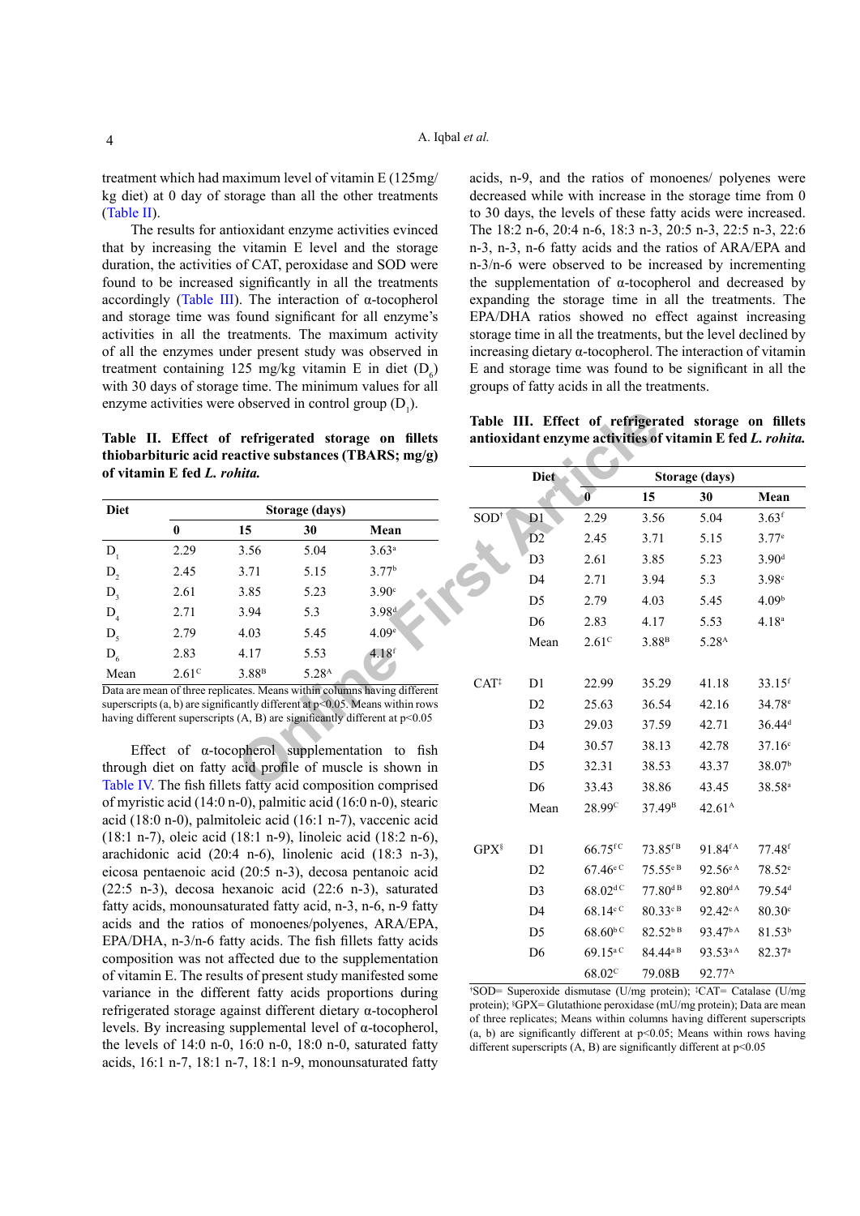treatment which had maximum level of vitamin E (125mg/kg diet) at 0 day of storage than all the other treatments (Table II).

The results for antioxidant enzyme activities evinced that by increasing the vitamin E level and the storage duration, the activities of CAT, peroxidase and SOD were found to be increased significantly in all the treatments accordingly (Table III). The interaction of α-tocopherol and storage time was found significant for all enzyme's activities in all the treatments. The maximum activity of all the enzymes under present study was observed in treatment containing 125 mg/kg vitamin E in diet ($D_6$) with 30 days of storage time. The minimum values for all enzyme activities were observed in control group ($D_1$).

**Table II. Effect of refrigerated storage on fillets thiobarbituric acid reactive substances (TBARS; mg/g) of vitamin E fed *L. rohita.***

| Diet | Storage (days) | | | |
|---|---|---|---|---|
| | 0 | 15 | 30 | Mean |
| $D_1$ | 2.29 | 3.56 | 5.04 | 3.63[a] |
| $D_2$ | 2.45 | 3.71 | 5.15 | 3.77[b] |
| $D_3$ | 2.61 | 3.85 | 5.23 | 3.90[c] |
| $D_4$ | 2.71 | 3.94 | 5.3 | 3.98[d] |
| $D_5$ | 2.79 | 4.03 | 5.45 | 4.09[e] |
| $D_6$ | 2.83 | 4.17 | 5.53 | 4.18[f] |
| Mean | 2.61[C] | 3.88[B] | 5.28[A] | |

Data are mean of three replicates. Means within columns having different superscripts (a, b) are significantly different at p<0.05. Means within rows having different superscripts (A, B) are significantly different at p<0.05

Effect of α-tocopherol supplementation to fish through diet on fatty acid profile of muscle is shown in Table IV. The fish fillets fatty acid composition comprised of myristic acid (14:0 n-0), palmitic acid (16:0 n-0), stearic acid (18:0 n-0), palmitoleic acid (16:1 n-7), vaccenic acid (18:1 n-7), oleic acid (18:1 n-9), linoleic acid (18:2 n-6), arachidonic acid (20:4 n-6), linolenic acid (18:3 n-3), eicosa pentaenoic acid (20:5 n-3), decosa pentanoic acid (22:5 n-3), decosa hexanoic acid (22:6 n-3), saturated fatty acids, monounsaturated fatty acid, n-3, n-6, n-9 fatty acids and the ratios of monoenes/polyenes, ARA/EPA, EPA/DHA, n-3/n-6 fatty acids. The fish fillets fatty acids composition was not affected due to the supplementation of vitamin E. The results of present study manifested some variance in the different fatty acids proportions during refrigerated storage against different dietary α-tocopherol levels. By increasing supplemental level of α-tocopherol, the levels of 14:0 n-0, 16:0 n-0, 18:0 n-0, saturated fatty acids, 16:1 n-7, 18:1 n-7, 18:1 n-9, monounsaturated fatty acids, n-9, and the ratios of monoenes/ polyenes were decreased while with increase in the storage time from 0 to 30 days, the levels of these fatty acids were increased. The 18:2 n-6, 20:4 n-6, 18:3 n-3, 20:5 n-3, 22:5 n-3, 22:6 n-3, n-3, n-6 fatty acids and the ratios of ARA/EPA and n-3/n-6 were observed to be increased by incrementing the supplementation of α-tocopherol and decreased by expanding the storage time in all the treatments. The EPA/DHA ratios showed no effect against increasing storage time in all the treatments, but the level declined by increasing dietary α-tocopherol. The interaction of vitamin E and storage time was found to be significant in all the groups of fatty acids in all the treatments.

**Table III. Effect of refrigerated storage on fillets antioxidant enzyme activities of vitamin E fed *L. rohita.***

| | Diet | Storage (days) | | | |
|---|---|---|---|---|---|
| | | 0 | 15 | 30 | Mean |
| SOD[†] | D1 | 2.29 | 3.56 | 5.04 | 3.63[f] |
| | D2 | 2.45 | 3.71 | 5.15 | 3.77[e] |
| | D3 | 2.61 | 3.85 | 5.23 | 3.90[d] |
| | D4 | 2.71 | 3.94 | 5.3 | 3.98[c] |
| | D5 | 2.79 | 4.03 | 5.45 | 4.09[b] |
| | D6 | 2.83 | 4.17 | 5.53 | 4.18[a] |
| | Mean | 2.61[C] | 3.88[B] | 5.28[A] | |
| CAT[‡] | D1 | 22.99 | 35.29 | 41.18 | 33.15[f] |
| | D2 | 25.63 | 36.54 | 42.16 | 34.78[e] |
| | D3 | 29.03 | 37.59 | 42.71 | 36.44[d] |
| | D4 | 30.57 | 38.13 | 42.78 | 37.16[c] |
| | D5 | 32.31 | 38.53 | 43.37 | 38.07[b] |
| | D6 | 33.43 | 38.86 | 43.45 | 38.58[a] |
| | Mean | 28.99[C] | 37.49[B] | 42.61[A] | |
| GPX[§] | D1 | 66.75[f C] | 73.85[f B] | 91.84[f A] | 77.48[f] |
| | D2 | 67.46[e C] | 75.55[e B] | 92.56[e A] | 78.52[e] |
| | D3 | 68.02[d C] | 77.80[d B] | 92.80[d A] | 79.54[d] |
| | D4 | 68.14[c C] | 80.33[c B] | 92.42[c A] | 80.30[c] |
| | D5 | 68.60[b C] | 82.52[b B] | 93.47[b A] | 81.53[b] |
| | D6 | 69.15[a C] | 84.44[a B] | 93.53[a A] | 82.37[a] |
| | | 68.02[C] | 79.08B | 92.77[A] | |

[†]SOD= Superoxide dismutase (U/mg protein); [‡]CAT= Catalase (U/mg protein); [§]GPX= Glutathione peroxidase (mU/mg protein); Data are mean of three replicates; Means within columns having different superscripts (a, b) are significantly different at p<0.05; Means within rows having different superscripts (A, B) are significantly different at p<0.05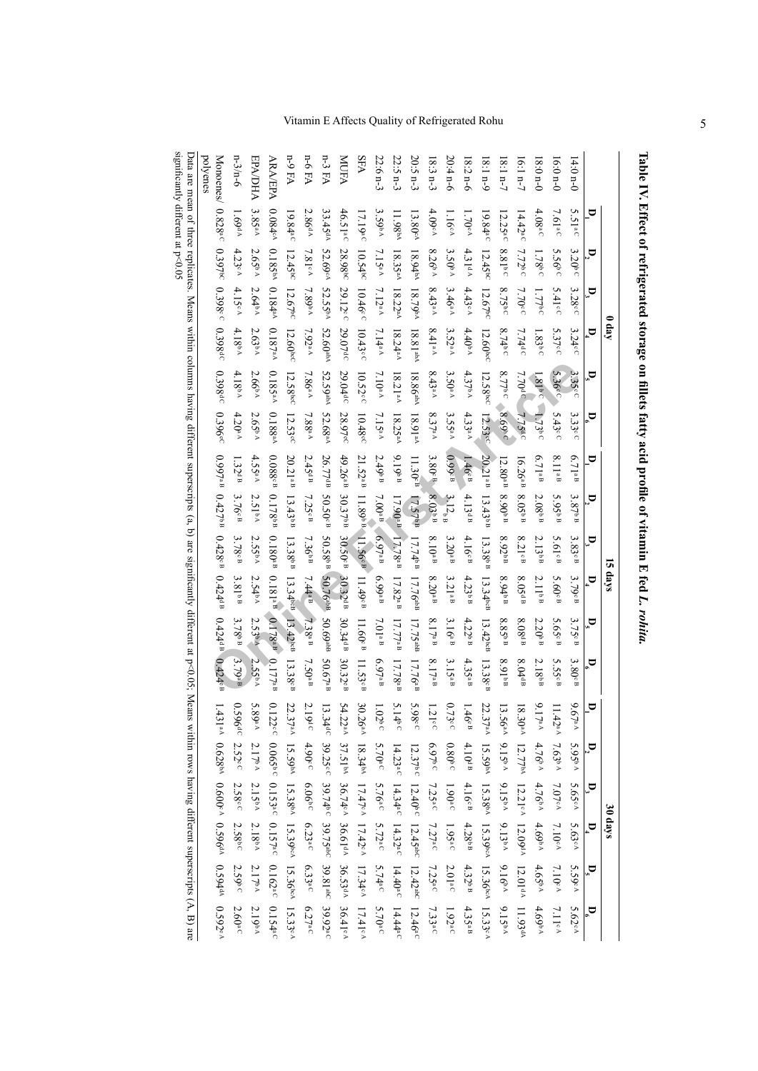**Table IV. Effect of refrigerated storage on fillets fatty acid profile of vitamin E fed *L. rohita*.**

| | 0 day | | | | | | 15 days | | | | | | 30 days | | | | | |
|---|---|---|---|---|---|---|---|---|---|---|---|---|---|---|---|---|---|---|
| | $D_1$ | $D_2$ | $D_3$ | $D_4$ | $D_5$ | $D_6$ | $D_1$ | $D_2$ | $D_3$ | $D_4$ | $D_5$ | $D_6$ | $D_1$ | $D_2$ | $D_3$ | $D_4$ | $D_5$ | $D_6$ |
| 14:0 n-0 | 5.51$^{aC}$ | 3.20$^{bC}$ | 3.28$^{cC}$ | 3.24$^{cC}$ | 3.35$^{cC}$ | 3.33$^{cC}$ | 6.71$^{aB}$ | 3.87$^{bB}$ | 3.83$^{cB}$ | 3.79$^{cB}$ | 3.75$^{cB}$ | 3.80$^{cB}$ | 9.67$^{aA}$ | 5.95$^{bA}$ | 5.65$^{cA}$ | 5.63$^{cA}$ | 5.59$^{cA}$ | 5.62$^{cA}$ |
| 16:0 n-0 | 7.61$^{aC}$ | 5.56$^{bC}$ | 5.41$^{cC}$ | 5.37$^{cC}$ | 5.36$^{cC}$ | 5.43$^{cC}$ | 8.11$^{aB}$ | 5.95$^{bB}$ | 5.61$^{cB}$ | 5.60$^{cB}$ | 5.65$^{cB}$ | 5.55$^{cB}$ | 11.42$^{aA}$ | 7.63$^{bA}$ | 7.07$^{cA}$ | 7.10$^{cA}$ | 7.10$^{cA}$ | 7.11$^{cA}$ |
| 18:0 n-0 | 4.08$^{aC}$ | 1.78$^{bC}$ | 1.77$^{bC}$ | 1.83$^{bC}$ | 1.81$^{bC}$ | 1.73$^{bC}$ | 6.71$^{aB}$ | 2.08$^{bB}$ | 2.13$^{bB}$ | 2.11$^{bB}$ | 2.20$^{bB}$ | 2.18$^{bB}$ | 9.17$^{aA}$ | 4.76$^{bA}$ | 4.76$^{bA}$ | 4.69$^{bA}$ | 4.65$^{bA}$ | 4.69$^{bA}$ |
| 16:1 n-7 | 14.42$^{aC}$ | 7.72$^{bC}$ | 7.70$^{cC}$ | 7.74$^{dC}$ | 7.70$^{dC}$ | 7.73$^{dC}$ | 16.26$^{aB}$ | 8.05$^{bB}$ | 8.21$^{cB}$ | 8.05$^{dB}$ | 8.08$^{dB}$ | 8.04$^{dB}$ | 18.30$^{aA}$ | 12.77$^{bA}$ | 12.21$^{cA}$ | 12.09$^{dA}$ | 12.01$^{dA}$ | 11.93$^{dA}$ |
| 18:1 n-7 | 12.25$^{aC}$ | 8.81$^{bC}$ | 8.75$^{bC}$ | 8.74$^{bC}$ | 8.77$^{bC}$ | 8.69$^{bC}$ | 12.80$^{aB}$ | 8.90$^{bB}$ | 8.92$^{bB}$ | 8.94$^{bB}$ | 8.85$^{bB}$ | 8.91$^{bB}$ | 13.56$^{aA}$ | 9.15$^{bA}$ | 9.15$^{bA}$ | 9.13$^{bA}$ | 9.16$^{bA}$ | 9.15$^{bA}$ |
| 18:1 n-9 | 19.84$^{aC}$ | 12.45$^{bC}$ | 12.67$^{bC}$ | 12.60$^{bcC}$ | 12.58$^{bcC}$ | 12.53$^{cC}$ | 20.21$^{aB}$ | 13.43$^{bB}$ | 13.38$^{bB}$ | 13.34$^{bcB}$ | 13.42$^{bcB}$ | 13.38$^{cB}$ | 22.37$^{aA}$ | 15.59$^{bA}$ | 15.38$^{bA}$ | 15.39$^{bcA}$ | 15.36$^{bcA}$ | 15.33$^{cA}$ |
| 18:2 n-6 | 1.70$^{cA}$ | 4.31$^{dA}$ | 4.43$^{cA}$ | 4.40$^{bA}$ | 4.37$^{bA}$ | 4.33$^{aA}$ | 1.46$^{cB}$ | 4.13$^{dB}$ | 4.16$^{cB}$ | 4.23$^{bB}$ | 4.22$^{bB}$ | 4.35$^{aB}$ | 1.46$^{cB}$ | 4.10$^{dB}$ | 4.16$^{cB}$ | 4.28$^{bB}$ | 4.32$^{bB}$ | 4.35$^{aB}$ |
| 20:4 n-6 | 1.16$^{cA}$ | 3.50$^{bA}$ | 3.46$^{bA}$ | 3.52$^{aA}$ | 3.50$^{aA}$ | 3.55$^{aA}$ | 0.99$^{cB}$ | 3.12$^{bB}$ | 3.20$^{bB}$ | 3.21$^{aB}$ | 3.16$^{aB}$ | 3.15$^{aB}$ | 0.73$^{cC}$ | 0.80$^{bC}$ | 1.90$^{aC}$ | 1.95$^{aC}$ | 2.01$^{aC}$ | 1.92$^{aC}$ |
| 18:3 n-3 | 4.09$^{cA}$ | 8.26$^{bA}$ | 8.43$^{aA}$ | 8.41$^{aA}$ | 8.43$^{aA}$ | 8.37$^{aA}$ | 3.80$^{cB}$ | 8.03$^{bB}$ | 8.10$^{aB}$ | 8.20$^{aB}$ | 8.17$^{aB}$ | 8.17$^{aB}$ | 1.21$^{cC}$ | 6.97$^{bC}$ | 7.25$^{aC}$ | 7.27$^{aC}$ | 7.25$^{aC}$ | 7.33$^{aC}$ |
| 20:5 n-3 | 13.80$^{cA}$ | 18.94$^{bA}$ | 18.79$^{bA}$ | 18.81$^{abA}$ | 18.86$^{abA}$ | 18.91$^{aA}$ | 11.30$^{cB}$ | 17.57$^{bB}$ | 17.74$^{bB}$ | 17.76$^{abB}$ | 17.75$^{abB}$ | 17.76$^{aB}$ | 5.98$^{cC}$ | 12.37$^{bC}$ | 12.40$^{bC}$ | 12.45$^{abC}$ | 12.42$^{abC}$ | 12.46$^{aC}$ |
| 22:5 n-3 | 11.98$^{bA}$ | 18.35$^{aA}$ | 18.22$^{aA}$ | 18.24$^{aA}$ | 18.21$^{aA}$ | 18.25$^{aA}$ | 9.19$^{bB}$ | 17.90$^{aB}$ | 17.78$^{aB}$ | 17.82$^{aB}$ | 17.77$^{aB}$ | 17.78$^{aB}$ | 5.14$^{bC}$ | 14.23$^{aC}$ | 14.34$^{aC}$ | 14.32$^{aC}$ | 14.40$^{aC}$ | 14.44$^{aC}$ |
| 22:6 n-3 | 3.59$^{bA}$ | 7.15$^{aA}$ | 7.12$^{aA}$ | 7.14$^{aA}$ | 7.10$^{aA}$ | 7.15$^{aA}$ | 2.49$^{bB}$ | 7.00$^{aB}$ | 6.97$^{aB}$ | 6.99$^{aB}$ | 7.01$^{aB}$ | 6.97$^{aB}$ | 1.02$^{bC}$ | 5.70$^{aC}$ | 5.76$^{aC}$ | 5.72$^{aC}$ | 5.74$^{aC}$ | 5.70$^{aC}$ |
| SFA | 17.19$^{aC}$ | 10.54$^{bC}$ | 10.46$^{cC}$ | 10.43$^{cC}$ | 10.52$^{cC}$ | 10.48$^{cC}$ | 21.52$^{aB}$ | 11.89$^{bB}$ | 11.56$^{cB}$ | 11.49$^{cB}$ | 11.60$^{cB}$ | 11.53$^{cB}$ | 30.26$^{aA}$ | 18.34$^{bA}$ | 17.47$^{cA}$ | 17.42$^{cA}$ | 17.34$^{cA}$ | 17.41$^{cA}$ |
| MUFA | 46.51$^{aC}$ | 28.98$^{bC}$ | 29.12$^{cC}$ | 29.07$^{dC}$ | 29.04$^{dC}$ | 28.97$^{eC}$ | 49.26$^{aB}$ | 30.37$^{bB}$ | 30.50$^{cB}$ | 30.32$^{dB}$ | 30.34$^{dB}$ | 30.32$^{eB}$ | 54.22$^{aA}$ | 37.51$^{bA}$ | 36.74$^{cA}$ | 36.61$^{dA}$ | 36.53$^{dA}$ | 36.41$^{eA}$ |
| n-3 FA | 33.45$^{dA}$ | 52.69$^{cA}$ | 52.55$^{bA}$ | 52.60$^{abA}$ | 52.59$^{abA}$ | 52.68$^{aA}$ | 26.77$^{dB}$ | 50.50$^{cB}$ | 50.58$^{bB}$ | 50.76$^{abB}$ | 50.69$^{abB}$ | 50.67$^{aB}$ | 13.34$^{dC}$ | 39.25$^{cC}$ | 39.74$^{bC}$ | 39.75$^{abC}$ | 39.81$^{abC}$ | 39.92$^{aC}$ |
| n-6 FA | 2.86$^{dA}$ | 7.81$^{cA}$ | 7.89$^{bA}$ | 7.92$^{aA}$ | 7.86$^{aA}$ | 7.88$^{aA}$ | 2.45$^{dB}$ | 7.25$^{cB}$ | 7.36$^{bB}$ | 7.44$^{aB}$ | 7.38$^{aB}$ | 7.50$^{aB}$ | 2.19$^{dC}$ | 4.90$^{cC}$ | 6.06$^{bC}$ | 6.23$^{aC}$ | 6.33$^{aC}$ | 6.27$^{aC}$ |
| n-9 FA | 19.84$^{aC}$ | 12.45$^{bC}$ | 12.67$^{bC}$ | 12.60$^{bcC}$ | 12.58$^{bcC}$ | 12.53$^{cC}$ | 20.21$^{aB}$ | 13.43$^{bB}$ | 13.38$^{bB}$ | 13.34$^{bcB}$ | 13.42$^{bcB}$ | 13.38$^{cB}$ | 22.37$^{aA}$ | 15.59$^{bA}$ | 15.38$^{bA}$ | 15.39$^{bcA}$ | 15.36$^{bcA}$ | 15.33$^{cA}$ |
| ARA/EPA | 0.084$^{cA}$ | 0.185$^{bA}$ | 0.184$^{aA}$ | 0.187$^{aA}$ | 0.185$^{aA}$ | 0.188$^{aA}$ | 0.088$^{cB}$ | 0.178$^{bB}$ | 0.180$^{aB}$ | 0.181$^{aB}$ | 0.178$^{aB}$ | 0.177$^{aB}$ | 0.122$^{cC}$ | 0.065$^{bC}$ | 0.153$^{aC}$ | 0.157$^{aC}$ | 0.162$^{aC}$ | 0.154$^{aC}$ |
| EPA/DHA | 3.85$^{aA}$ | 2.65$^{bA}$ | 2.64$^{bA}$ | 2.63$^{bA}$ | 2.66$^{bA}$ | 2.65$^{bA}$ | 4.55$^{aA}$ | 2.51$^{bA}$ | 2.55$^{bA}$ | 2.54$^{bA}$ | 2.53$^{bA}$ | 2.55$^{bA}$ | 5.89$^{aA}$ | 2.17$^{bA}$ | 2.15$^{bA}$ | 2.18$^{bA}$ | 2.17$^{bA}$ | 2.19$^{bA}$ |
| n-3/n-6 | 1.69$^{dA}$ | 4.23$^{cA}$ | 4.15$^{cA}$ | 4.18$^{bA}$ | 4.18$^{bA}$ | 4.20$^{aA}$ | 1.32$^{dB}$ | 3.76$^{cB}$ | 3.78$^{cB}$ | 3.81$^{bB}$ | 3.78$^{bB}$ | 3.79$^{aB}$ | 0.596$^{dC}$ | 2.52$^{cC}$ | 2.58$^{cC}$ | 2.58$^{cC}$ | 2.59$^{cC}$ | 2.60$^{aC}$ |
| Monoenes/ polyenes | 0.828$^{aC}$ | 0.397$^{bC}$ | 0.398$^{cC}$ | 0.398$^{dC}$ | 0.398$^{dC}$ | 0.396$^{eC}$ | 0.997$^{aB}$ | 0.427$^{bB}$ | 0.428$^{cB}$ | 0.424$^{dB}$ | 0.424$^{dB}$ | 0.424$^{eB}$ | 1.431$^{aA}$ | 0.628$^{bA}$ | 0.600$^{cA}$ | 0.596$^{dA}$ | 0.594$^{dA}$ | 0.592$^{eA}$ |

Data are mean of three replicates. Means within columns having different superscripts (a, b) are significantly different at p<0.05; Means within rows having different superscripts (A, B) are significantly different at p<0.05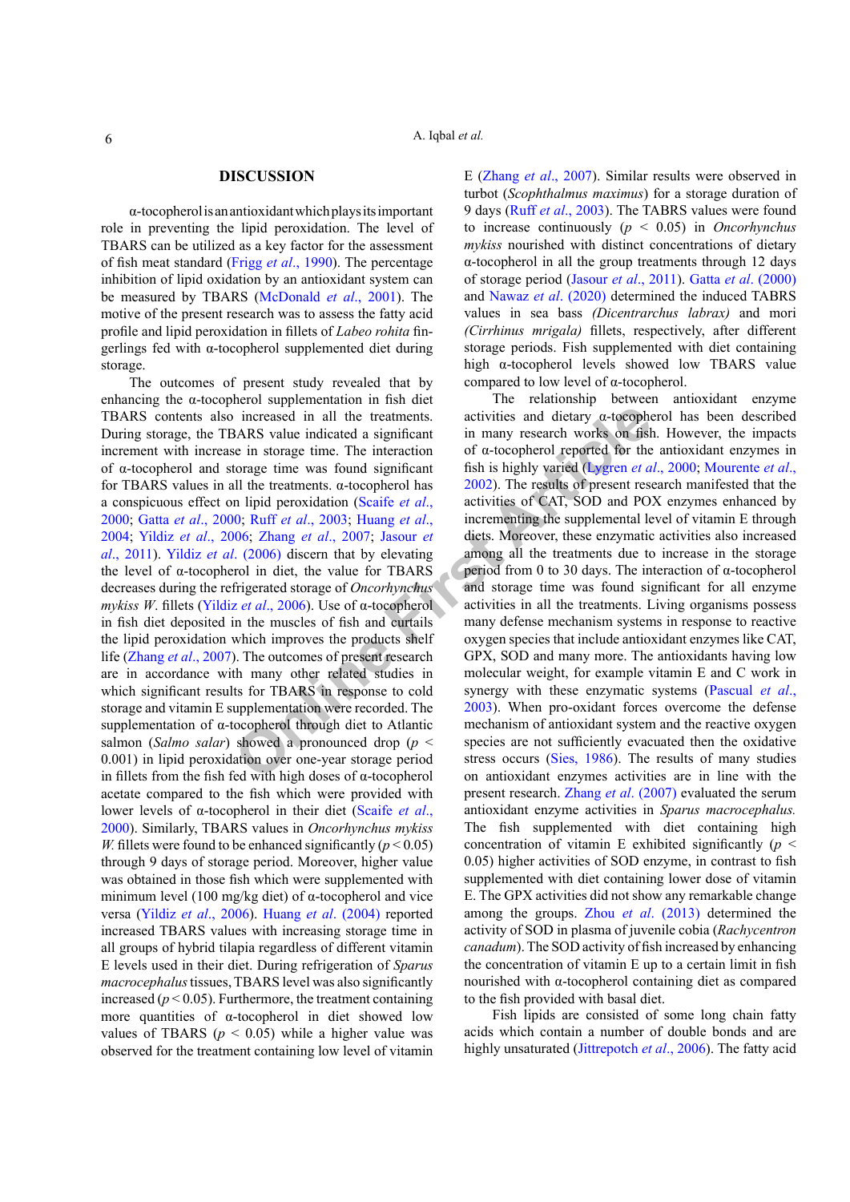## DISCUSSION

α-tocopherol is an antioxidant which plays its important role in preventing the lipid peroxidation. The level of TBARS can be utilized as a key factor for the assessment of fish meat standard (Frigg *et al*., 1990). The percentage inhibition of lipid oxidation by an antioxidant system can be measured by TBARS (McDonald *et al*., 2001). The motive of the present research was to assess the fatty acid profile and lipid peroxidation in fillets of *Labeo rohita* fingerlings fed with α-tocopherol supplemented diet during storage.

The outcomes of present study revealed that by enhancing the α-tocopherol supplementation in fish diet TBARS contents also increased in all the treatments. During storage, the TBARS value indicated a significant increment with increase in storage time. The interaction of α-tocopherol and storage time was found significant for TBARS values in all the treatments. α-tocopherol has a conspicuous effect on lipid peroxidation (Scaife *et al*., 2000; Gatta *et al*., 2000; Ruff *et al*., 2003; Huang *et al*., 2004; Yildiz *et al*., 2006; Zhang *et al*., 2007; Jasour *et al*., 2011). Yildiz *et al*. (2006) discern that by elevating the level of α-tocopherol in diet, the value for TBARS decreases during the refrigerated storage of *Oncorhynchus mykiss W*. fillets (Yildiz *et al*., 2006). Use of α-tocopherol in fish diet deposited in the muscles of fish and curtails the lipid peroxidation which improves the products shelf life (Zhang *et al*., 2007). The outcomes of present research are in accordance with many other related studies in which significant results for TBARS in response to cold storage and vitamin E supplementation were recorded. The supplementation of α-tocopherol through diet to Atlantic salmon (*Salmo salar*) showed a pronounced drop ($p < 0.001$) in lipid peroxidation over one-year storage period in fillets from the fish fed with high doses of α-tocopherol acetate compared to the fish which were provided with lower levels of α-tocopherol in their diet (Scaife *et al*., 2000). Similarly, TBARS values in *Oncorhynchus mykiss W.* fillets were found to be enhanced significantly ($p < 0.05$) through 9 days of storage period. Moreover, higher value was obtained in those fish supplemented with minimum level (100 mg/kg diet) of α-tocopherol and vice versa (Yildiz *et al*., 2006). Huang *et al*. (2004) reported increased TBARS values with increasing storage time in all groups of hybrid tilapia regardless of different vitamin E levels used in their diet. During refrigeration of *Sparus macrocephalus* tissues, TBARS level was also significantly increased ($p < 0.05$). Furthermore, the treatment containing more quantities of α-tocopherol in diet showed low values of TBARS ($p < 0.05$) while a higher value was observed for the treatment containing low level of vitamin E (Zhang *et al*., 2007). Similar results were observed in turbot (*Scophthalmus maximus*) for a storage duration of 9 days (Ruff *et al*., 2003). The TABRS values were found to increase continuously ($p < 0.05$) in *Oncorhynchus mykiss* nourished with distinct concentrations of dietary α-tocopherol in all the group treatments through 12 days of storage period (Jasour *et al*., 2011). Gatta *et al*. (2000) and Nawaz *et al*. (2020) determined the induced TABRS values in sea bass *(Dicentrarchus labrax)* and mori *(Cirrhinus mrigala)* fillets, respectively, after different storage periods. Fish supplemented with diet containing high α-tocopherol levels showed low TBARS value compared to low level of α-tocopherol.

The relationship between antioxidant enzyme activities and dietary α-tocopherol has been described in many research works on fish. However, the impacts of α-tocopherol reported for the antioxidant enzymes in fish is highly varied (Lygren *et al*., 2000; Mourente *et al*., 2002). The results of present research manifested that the activities of CAT, SOD and POX enzymes enhanced by incrementing the supplemental level of vitamin E through diets. Moreover, these enzymatic activities also increased among all the treatments due to increase in the storage period from 0 to 30 days. The interaction of α-tocopherol and storage time was found significant for all enzyme activities in all the treatments. Living organisms possess many defense mechanism systems in response to reactive oxygen species that include antioxidant enzymes like CAT, GPX, SOD and many more. The antioxidants having low molecular weight, for example vitamin E and C work in synergy with these enzymatic systems (Pascual *et al*., 2003). When pro-oxidant forces overcome the defense mechanism of antioxidant system and the reactive oxygen species are not sufficiently evacuated then the oxidative stress occurs (Sies, 1986). The results of many studies on antioxidant enzymes activities are in line with the present research. Zhang *et al*. (2007) evaluated the serum antioxidant enzyme activities in *Sparus macrocephalus.* The fish supplemented with diet containing high concentration of vitamin E exhibited significantly ($p < 0.05$) higher activities of SOD enzyme, in contrast to fish supplemented with diet containing lower dose of vitamin E. The GPX activities did not show any remarkable change among the groups. Zhou *et al*. (2013) determined the activity of SOD in plasma of juvenile cobia (*Rachycentron canadum*). The SOD activity of fish increased by enhancing the concentration of vitamin E up to a certain limit in fish nourished with α-tocopherol containing diet as compared to the fish provided with basal diet.

Fish lipids are consisted of some long chain fatty acids which contain a number of double bonds and are highly unsaturated (Jittrepotch *et al*., 2006). The fatty acid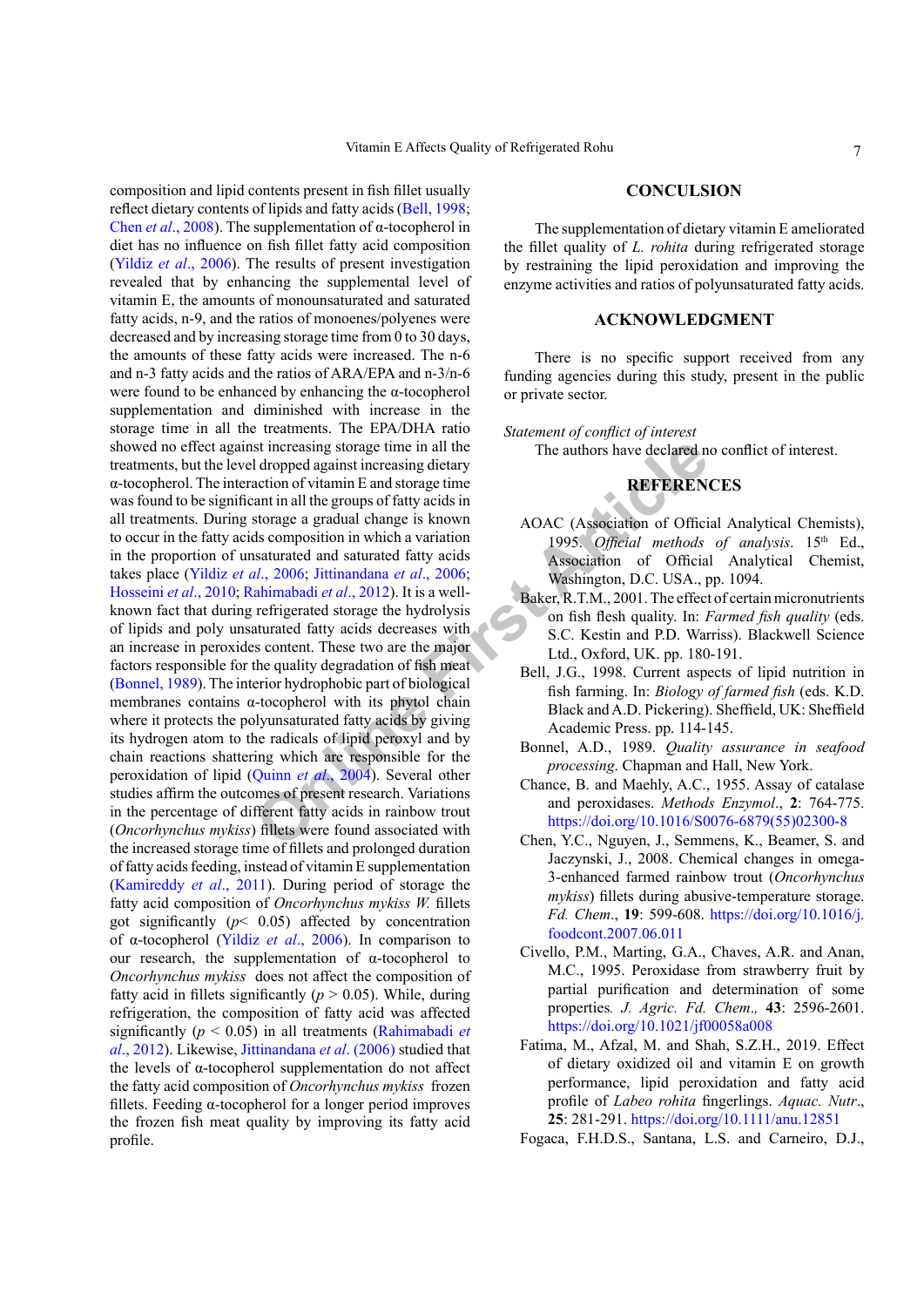composition and lipid contents present in fish fillet usually reflect dietary contents of lipids and fatty acids (Bell, 1998; Chen *et al*., 2008). The supplementation of α-tocopherol in diet has no influence on fish fillet fatty acid composition (Yildiz *et al*., 2006). The results of present investigation revealed that by enhancing the supplemental level of vitamin E, the amounts of monounsaturated and saturated fatty acids, n-9, and the ratios of monoenes/polyenes were decreased and by increasing storage time from 0 to 30 days, the amounts of these fatty acids were increased. The n-6 and n-3 fatty acids and the ratios of ARA/EPA and n-3/n-6 were found to be enhanced by enhancing the α-tocopherol supplementation and diminished with increase in the storage time in all the treatments. The EPA/DHA ratio showed no effect against increasing storage time in all the treatments, but the level dropped against increasing dietary α-tocopherol. The interaction of vitamin E and storage time was found to be significant in all the groups of fatty acids in all treatments. During storage a gradual change is known to occur in the fatty acids composition in which a variation in the proportion of unsaturated and saturated fatty acids takes place (Yildiz *et al*., 2006; Jittinandana *et al*., 2006; Hosseini *et al*., 2010; Rahimabadi *et al*., 2012). It is a well-known fact that during refrigerated storage the hydrolysis of lipids and poly unsaturated fatty acids decreases with an increase in peroxides content. These two are the major factors responsible for the quality degradation of fish meat (Bonnel, 1989). The interior hydrophobic part of biological membranes contains α-tocopherol with its phytol chain where it protects the polyunsaturated fatty acids by giving its hydrogen atom to the radicals of lipid peroxyl and by chain reactions shattering which are responsible for the peroxidation of lipid (Quinn *et al*., 2004). Several other studies affirm the outcomes of present research. Variations in the percentage of different fatty acids in rainbow trout (*Oncorhynchus mykiss*) fillets were found associated with the increased storage time of fillets and prolonged duration of fatty acids feeding, instead of vitamin E supplementation (Kamireddy *et al*., 2011). During period of storage the fatty acid composition of *Oncorhynchus mykiss W.* fillets got significantly ($p < 0.05$) affected by concentration of α-tocopherol (Yildiz *et al*., 2006). In comparison to our research, the supplementation of α-tocopherol to *Oncorhynchus mykiss* does not affect the composition of fatty acid in fillets significantly ($p > 0.05$). While, during refrigeration, the composition of fatty acid was affected significantly ($p < 0.05$) in all treatments (Rahimabadi *et al*., 2012). Likewise, Jittinandana *et al*. (2006) studied that the levels of α-tocopherol supplementation do not affect the fatty acid composition of *Oncorhynchus mykiss* frozen fillets. Feeding α-tocopherol for a longer period improves the frozen fish meat quality by improving its fatty acid profile.

## CONCULSION

The supplementation of dietary vitamin E ameliorated the fillet quality of *L. rohita* during refrigerated storage by restraining the lipid peroxidation and improving the enzyme activities and ratios of polyunsaturated fatty acids.

## ACKNOWLEDGMENT

There is no specific support received from any funding agencies during this study, present in the public or private sector.

*Statement of conflict of interest*

The authors have declared no conflict of interest.

## REFERENCES

AOAC (Association of Official Analytical Chemists), 1995. *Official methods of analysis*. 15th Ed., Association of Official Analytical Chemist, Washington, D.C. USA., pp. 1094.

Baker, R.T.M., 2001. The effect of certain micronutrients on fish flesh quality. In: *Farmed fish quality* (eds. S.C. Kestin and P.D. Warriss). Blackwell Science Ltd., Oxford, UK. pp. 180-191.

Bell, J.G., 1998. Current aspects of lipid nutrition in fish farming. In: *Biology of farmed fish* (eds. K.D. Black and A.D. Pickering). Sheffield, UK: Sheffield Academic Press. pp. 114-145.

Bonnel, A.D., 1989. *Quality assurance in seafood processing*. Chapman and Hall, New York.

Chance, B. and Maehly, A.C., 1955. Assay of catalase and peroxidases. *Methods Enzymol*., **2**: 764-775. https://doi.org/10.1016/S0076-6879(55)02300-8

Chen, Y.C., Nguyen, J., Semmens, K., Beamer, S. and Jaczynski, J., 2008. Chemical changes in omega-3-enhanced farmed rainbow trout (*Oncorhynchus mykiss*) fillets during abusive-temperature storage. *Fd. Chem*., **19**: 599-608. https://doi.org/10.1016/j.foodcont.2007.06.011

Civello, P.M., Marting, G.A., Chaves, A.R. and Anan, M.C., 1995. Peroxidase from strawberry fruit by partial purification and determination of some properties. *J. Agric. Fd. Chem.*, **43**: 2596-2601. https://doi.org/10.1021/jf00058a008

Fatima, M., Afzal, M. and Shah, S.Z.H., 2019. Effect of dietary oxidized oil and vitamin E on growth performance, lipid peroxidation and fatty acid profile of *Labeo rohita* fingerlings. *Aquac. Nutr*., **25**: 281-291. https://doi.org/10.1111/anu.12851

Fogaca, F.H.D.S., Santana, L.S. and Carneiro, D.J.,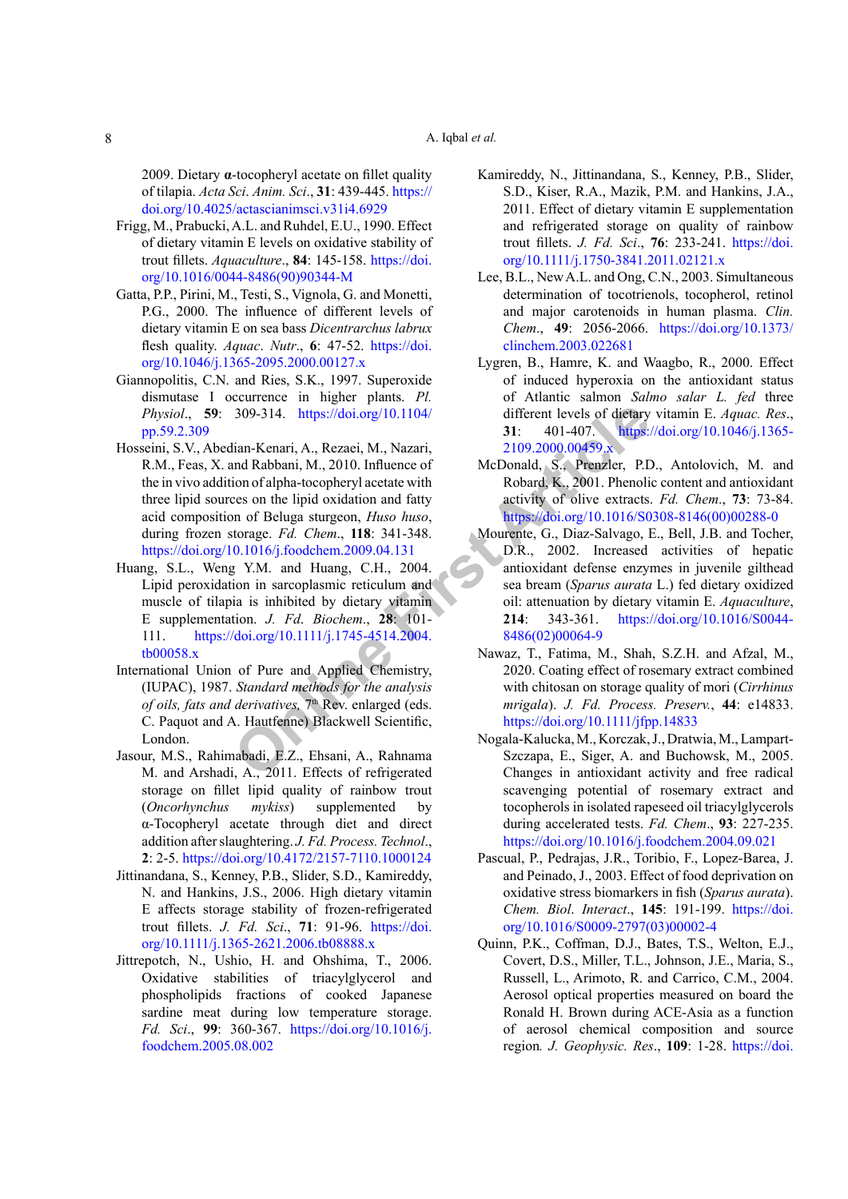2009. Dietary **α**-tocopheryl acetate on fillet quality of tilapia. *Acta Sci. Anim. Sci*., **31**: 439-445. https://doi.org/10.4025/actascianimsci.v31i4.6929

Frigg, M., Prabucki, A.L. and Ruhdel, E.U., 1990. Effect of dietary vitamin E levels on oxidative stability of trout fillets. *Aquaculture*., **84**: 145-158. https://doi.org/10.1016/0044-8486(90)90344-M

Gatta, P.P., Pirini, M., Testi, S., Vignola, G. and Monetti, P.G., 2000. The influence of different levels of dietary vitamin E on sea bass *Dicentrarchus labrux* flesh quality. *Aquac. Nutr*., **6**: 47-52. https://doi.org/10.1046/j.1365-2095.2000.00127.x

Giannopolitis, C.N. and Ries, S.K., 1997. Superoxide dismutase I occurrence in higher plants. *Pl. Physiol*., **59**: 309-314. https://doi.org/10.1104/pp.59.2.309

Hosseini, S.V., Abedian-Kenari, A., Rezaei, M., Nazari, R.M., Feas, X. and Rabbani, M., 2010. Influence of the in vivo addition of alpha-tocopheryl acetate with three lipid sources on the lipid oxidation and fatty acid composition of Beluga sturgeon, *Huso huso*, during frozen storage. *Fd. Chem*., **118**: 341-348. https://doi.org/10.1016/j.foodchem.2009.04.131

Huang, S.L., Weng Y.M. and Huang, C.H., 2004. Lipid peroxidation in sarcoplasmic reticulum and muscle of tilapia is inhibited by dietary vitamin E supplementation. *J. Fd. Biochem*., **28**: 101-111. https://doi.org/10.1111/j.1745-4514.2004.tb00058.x

International Union of Pure and Applied Chemistry, (IUPAC), 1987. *Standard methods for the analysis of oils, fats and derivatives*, 7th Rev. enlarged (eds. C. Paquot and A. Hautfenne) Blackwell Scientific, London.

Jasour, M.S., Rahimabadi, E.Z., Ehsani, A., Rahnama M. and Arshadi, A., 2011. Effects of refrigerated storage on fillet lipid quality of rainbow trout (*Oncorhynchus mykiss*) supplemented by α-Tocopheryl acetate through diet and direct addition after slaughtering. *J. Fd. Process. Technol*., **2**: 2-5. https://doi.org/10.4172/2157-7110.1000124

Jittinandana, S., Kenney, P.B., Slider, S.D., Kamireddy, N. and Hankins, J.S., 2006. High dietary vitamin E affects storage stability of frozen-refrigerated trout fillets. *J. Fd. Sci*., **71**: 91-96. https://doi.org/10.1111/j.1365-2621.2006.tb08888.x

Jittrepotch, N., Ushio, H. and Ohshima, T., 2006. Oxidative stabilities of triacylglycerol and phospholipids fractions of cooked Japanese sardine meat during low temperature storage. *Fd. Sci*., **99**: 360-367. https://doi.org/10.1016/j.foodchem.2005.08.002

Kamireddy, N., Jittinandana, S., Kenney, P.B., Slider, S.D., Kiser, R.A., Mazik, P.M. and Hankins, J.A., 2011. Effect of dietary vitamin E supplementation and refrigerated storage on quality of rainbow trout fillets. *J. Fd. Sci*., **76**: 233-241. https://doi.org/10.1111/j.1750-3841.2011.02121.x

Lee, B.L., New A.L. and Ong, C.N., 2003. Simultaneous determination of tocotrienols, tocopherol, retinol and major carotenoids in human plasma. *Clin. Chem*., **49**: 2056-2066. https://doi.org/10.1373/clinchem.2003.022681

Lygren, B., Hamre, K. and Waagbo, R., 2000. Effect of induced hyperoxia on the antioxidant status of Atlantic salmon *Salmo salar L. fed* three different levels of dietary vitamin E. *Aquac. Res*., **31**: 401-407. https://doi.org/10.1046/j.1365-2109.2000.00459.x

McDonald, S., Prenzler, P.D., Antolovich, M. and Robard, K., 2001. Phenolic content and antioxidant activity of olive extracts. *Fd. Chem*., **73**: 73-84. https://doi.org/10.1016/S0308-8146(00)00288-0

Mourente, G., Diaz-Salvago, E., Bell, J.B. and Tocher, D.R., 2002. Increased activities of hepatic antioxidant defense enzymes in juvenile gilthead sea bream (*Sparus aurata* L.) fed dietary oxidized oil: attenuation by dietary vitamin E. *Aquaculture*, **214**: 343-361. https://doi.org/10.1016/S0044-8486(02)00064-9

Nawaz, T., Fatima, M., Shah, S.Z.H. and Afzal, M., 2020. Coating effect of rosemary extract combined with chitosan on storage quality of mori (*Cirrhinus mrigala*). *J. Fd. Process. Preserv*., **44**: e14833. https://doi.org/10.1111/jfpp.14833

Nogala-Kalucka, M., Korczak, J., Dratwia, M., Lampart-Szczapa, E., Siger, A. and Buchowsk, M., 2005. Changes in antioxidant activity and free radical scavenging potential of rosemary extract and tocopherols in isolated rapeseed oil triacylglycerols during accelerated tests. *Fd. Chem*., **93**: 227-235. https://doi.org/10.1016/j.foodchem.2004.09.021

Pascual, P., Pedrajas, J.R., Toribio, F., Lopez-Barea, J. and Peinado, J., 2003. Effect of food deprivation on oxidative stress biomarkers in fish (*Sparus aurata*). *Chem. Biol. Interact*., **145**: 191-199. https://doi.org/10.1016/S0009-2797(03)00002-4

Quinn, P.K., Coffman, D.J., Bates, T.S., Welton, E.J., Covert, D.S., Miller, T.L., Johnson, J.E., Maria, S., Russell, L., Arimoto, R. and Carrico, C.M., 2004. Aerosol optical properties measured on board the Ronald H. Brown during ACE-Asia as a function of aerosol chemical composition and source region. *J. Geophysic. Res*., **109**: 1-28. https://doi.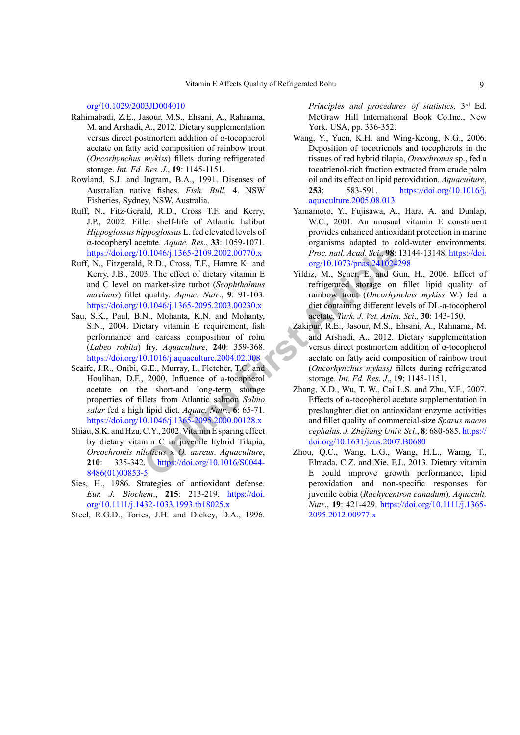org/10.1029/2003JD004010

Rahimabadi, Z.E., Jasour, M.S., Ehsani, A., Rahnama, M. and Arshadi, A., 2012. Dietary supplementation versus direct postmortem addition of α-tocopherol acetate on fatty acid composition of rainbow trout (*Oncorhynchus mykiss*) fillets during refrigerated storage. *Int. Fd. Res. J*., **19**: 1145-1151.

Rowland, S.J. and Ingram, B.A., 1991. Diseases of Australian native fishes. *Fish. Bull.* 4. NSW Fisheries, Sydney, NSW, Australia.

Ruff, N., Fitz-Gerald, R.D., Cross T.F. and Kerry, J.P., 2002. Fillet shelf-life of Atlantic halibut *Hippoglossus hippoglossus* L. fed elevated levels of α-tocopheryl acetate. *Aquac. Res*., **33**: 1059-1071. https://doi.org/10.1046/j.1365-2109.2002.00770.x

Ruff, N., Fitzgerald, R.D., Cross, T.F., Hamre K. and Kerry, J.B., 2003. The effect of dietary vitamin E and C level on market-size turbot (*Scophthalmus maximus*) fillet quality. *Aquac. Nutr*., **9**: 91-103. https://doi.org/10.1046/j.1365-2095.2003.00230.x

Sau, S.K., Paul, B.N., Mohanta, K.N. and Mohanty, S.N., 2004. Dietary vitamin E requirement, fish performance and carcass composition of rohu (*Labeo rohita*) fry. *Aquaculture*, **240**: 359-368. https://doi.org/10.1016/j.aquaculture.2004.02.008

Scaife, J.R., Onibi, G.E., Murray, I., Fletcher, T.C. and Houlihan, D.F., 2000. Influence of a-tocopherol acetate on the short-and long-term storage properties of fillets from Atlantic salmon *Salmo salar* fed a high lipid diet. *Aquac. Nutr*., **6**: 65-71. https://doi.org/10.1046/j.1365-2095.2000.00128.x

Shiau, S.K. and Hzu, C.Y., 2002. Vitamin E sparing effect by dietary vitamin C in juvenile hybrid Tilapia, *Oreochromis niloticus* x *O. aureus*. *Aquaculture*, **210**: 335-342. https://doi.org/10.1016/S0044-8486(01)00853-5

Sies, H., 1986. Strategies of antioxidant defense. *Eur. J. Biochem*., **215**: 213-219. https://doi.org/10.1111/j.1432-1033.1993.tb18025.x

Steel, R.G.D., Tories, J.H. and Dickey, D.A., 1996. *Principles and procedures of statistics,* 3rd Ed. McGraw Hill International Book Co.Inc., New York. USA, pp. 336-352.

Wang, Y., Yuen, K.H. and Wing-Keong, N.G., 2006. Deposition of tocotrienols and tocopherols in the tissues of red hybrid tilapia, *Oreochromis* sp., fed a tocotrienol-rich fraction extracted from crude palm oil and its effect on lipid peroxidation. *Aquaculture*, **253**: 583-591. https://doi.org/10.1016/j.aquaculture.2005.08.013

Yamamoto, Y., Fujisawa, A., Hara, A. and Dunlap, W.C., 2001. An unusual vitamin E constituent provides enhanced antioxidant protection in marine organisms adapted to cold-water environments. *Proc. natl. Acad. Sci*., **98**: 13144-13148. https://doi.org/10.1073/pnas.241024298

Yildiz, M., Sener, E. and Gun, H., 2006. Effect of refrigerated storage on fillet lipid quality of rainbow trout (*Oncorhynchus mykiss* W.) fed a diet containing different levels of DL-a-tocopherol acetate. *Turk. J. Vet. Anim. Sci*., **30**: 143-150.

Zakipur, R.E., Jasour, M.S., Ehsani, A., Rahnama, M. and Arshadi, A., 2012. Dietary supplementation versus direct postmortem addition of α-tocopherol acetate on fatty acid composition of rainbow trout (*Oncorhynchus mykiss)* fillets during refrigerated storage. *Int. Fd. Res. J*., **19**: 1145-1151.

Zhang, X.D., Wu, T. W., Cai L.S. and Zhu, Y.F., 2007. Effects of α-tocopherol acetate supplementation in preslaughter diet on antioxidant enzyme activities and fillet quality of commercial-size *Sparus macro cephalus*. *J. Zhejiang Univ. Sci*., **8**: 680-685. https://doi.org/10.1631/jzus.2007.B0680

Zhou, Q.C., Wang, L.G., Wang, H.L., Wamg, T., Elmada, C.Z. and Xie, F.J., 2013. Dietary vitamin E could improve growth performance, lipid peroxidation and non-specific responses for juvenile cobia (*Rachycentron canadum*). *Aquacult. Nutr*., **19**: 421-429. https://doi.org/10.1111/j.1365-2095.2012.00977.x